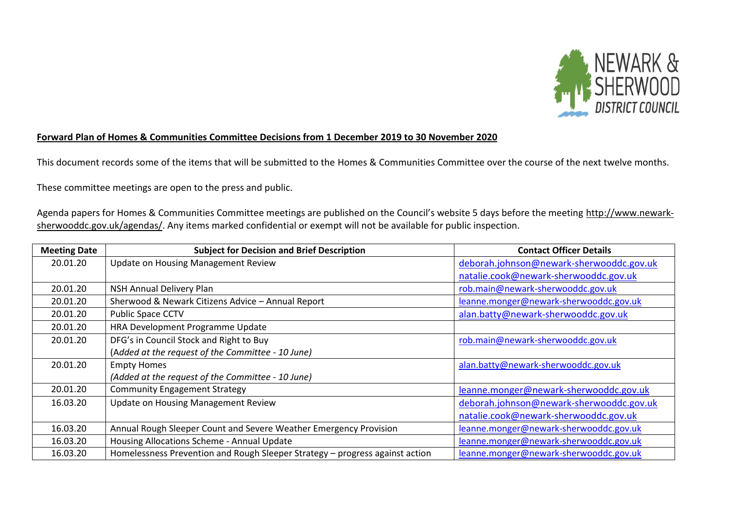**Forward Plan of Homes & Communities Committee Decisions from 1 December 2019 to 30 November 2020**

This document records some of the items that will be submitted to the Homes & Communities Committee over the course of the next twelve months.

These committee meetings are open to the press and public.

Agenda papers for Homes & Communities Committee meetings are published on the Council's website 5 days before the meeting http://www.newark-sherwooddc.gov.uk/agendas/. Any items marked confidential or exempt will not be available for public inspection.

| Meeting Date | Subject for Decision and Brief Description | Contact Officer Details |
|---|---|---|
| 20.01.20 | Update on Housing Management Review | deborah.johnson@newark-sherwooddc.gov.uk<br>natalie.cook@newark-sherwooddc.gov.uk |
| 20.01.20 | NSH Annual Delivery Plan | rob.main@newark-sherwooddc.gov.uk |
| 20.01.20 | Sherwood & Newark Citizens Advice – Annual Report | leanne.monger@newark-sherwooddc.gov.uk |
| 20.01.20 | Public Space CCTV | alan.batty@newark-sherwooddc.gov.uk |
| 20.01.20 | HRA Development Programme Update | |
| 20.01.20 | DFG's in Council Stock and Right to Buy<br>*(Added at the request of the Committee - 10 June)* | rob.main@newark-sherwooddc.gov.uk |
| 20.01.20 | Empty Homes<br>*(Added at the request of the Committee - 10 June)* | alan.batty@newark-sherwooddc.gov.uk |
| 20.01.20 | Community Engagement Strategy | leanne.monger@newark-sherwooddc.gov.uk |
| 16.03.20 | Update on Housing Management Review | deborah.johnson@newark-sherwooddc.gov.uk<br>natalie.cook@newark-sherwooddc.gov.uk |
| 16.03.20 | Annual Rough Sleeper Count and Severe Weather Emergency Provision | leanne.monger@newark-sherwooddc.gov.uk |
| 16.03.20 | Housing Allocations Scheme - Annual Update | leanne.monger@newark-sherwooddc.gov.uk |
| 16.03.20 | Homelessness Prevention and Rough Sleeper Strategy – progress against action | leanne.monger@newark-sherwooddc.gov.uk |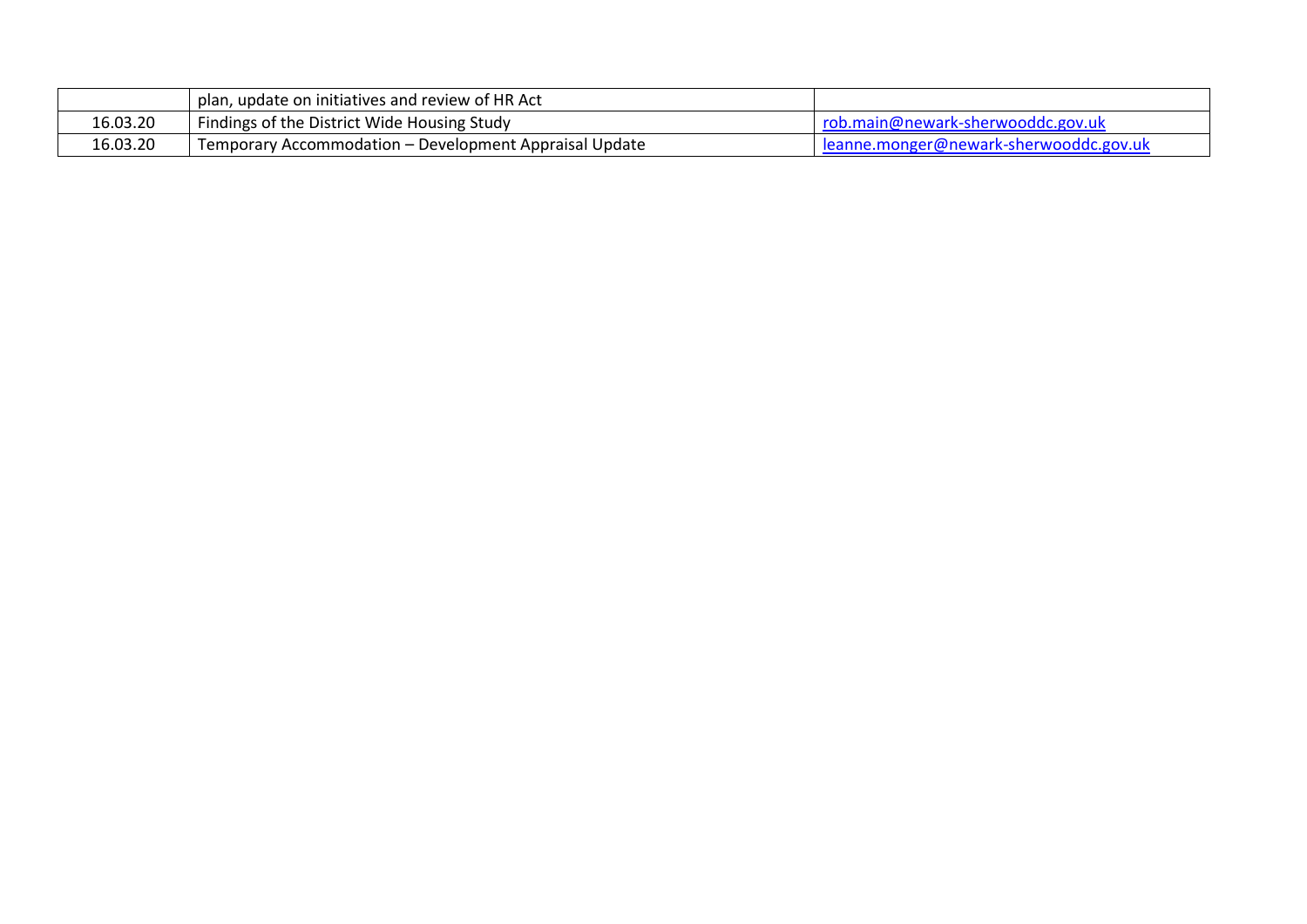| | | |
|---|---|---|
| | plan, update on initiatives and review of HR Act | |
| 16.03.20 | Findings of the District Wide Housing Study | rob.main@newark-sherwooddc.gov.uk |
| 16.03.20 | Temporary Accommodation – Development Appraisal Update | leanne.monger@newark-sherwooddc.gov.uk |